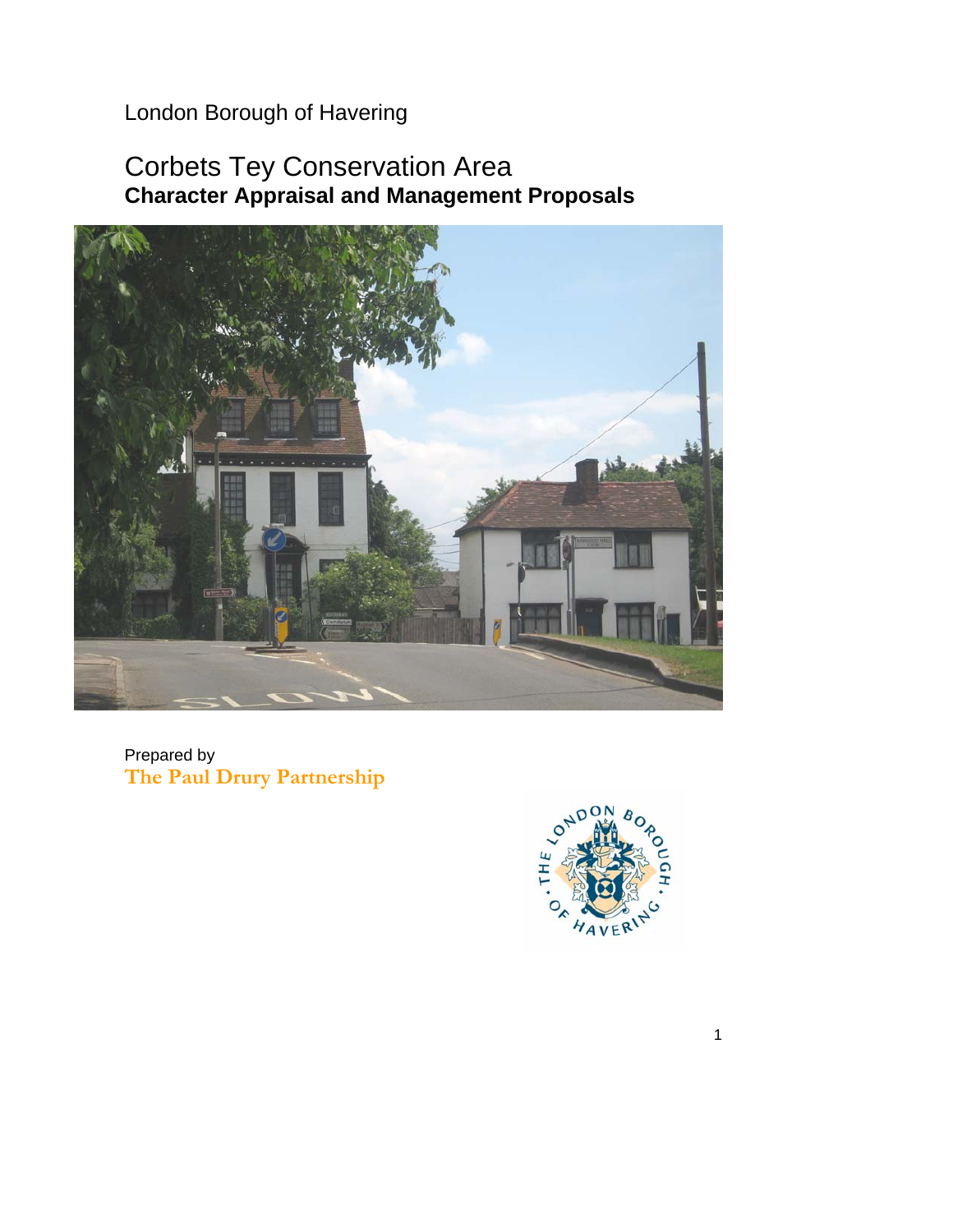London Borough of Havering

# Corbets Tey Conservation Area

## Character Appraisal and Management Proposals

Prepared by

**The Paul Drury Partnership**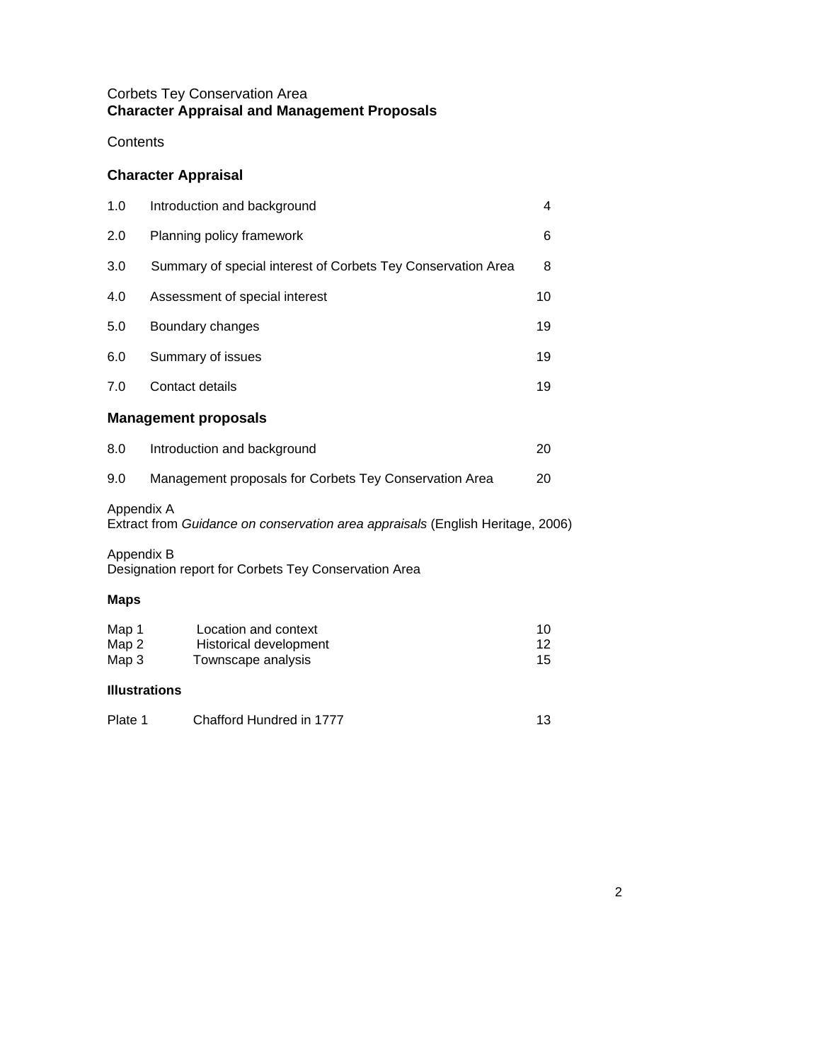Corbets Tey Conservation Area
**Character Appraisal and Management Proposals**

Contents

## Character Appraisal

| | | |
|---|---|---|
| 1.0 | Introduction and background | 4 |
| 2.0 | Planning policy framework | 6 |
| 3.0 | Summary of special interest of Corbets Tey Conservation Area | 8 |
| 4.0 | Assessment of special interest | 10 |
| 5.0 | Boundary changes | 19 |
| 6.0 | Summary of issues | 19 |
| 7.0 | Contact details | 19 |

## Management proposals

| | | |
|---|---|---|
| 8.0 | Introduction and background | 20 |
| 9.0 | Management proposals for Corbets Tey Conservation Area | 20 |

Appendix A
Extract from *Guidance on conservation area appraisals* (English Heritage, 2006)

Appendix B
Designation report for Corbets Tey Conservation Area

**Maps**

| | | |
|---|---|---|
| Map 1 | Location and context | 10 |
| Map 2 | Historical development | 12 |
| Map 3 | Townscape analysis | 15 |

**Illustrations**

| | | |
|---|---|---|
| Plate 1 | Chafford Hundred in 1777 | 13 |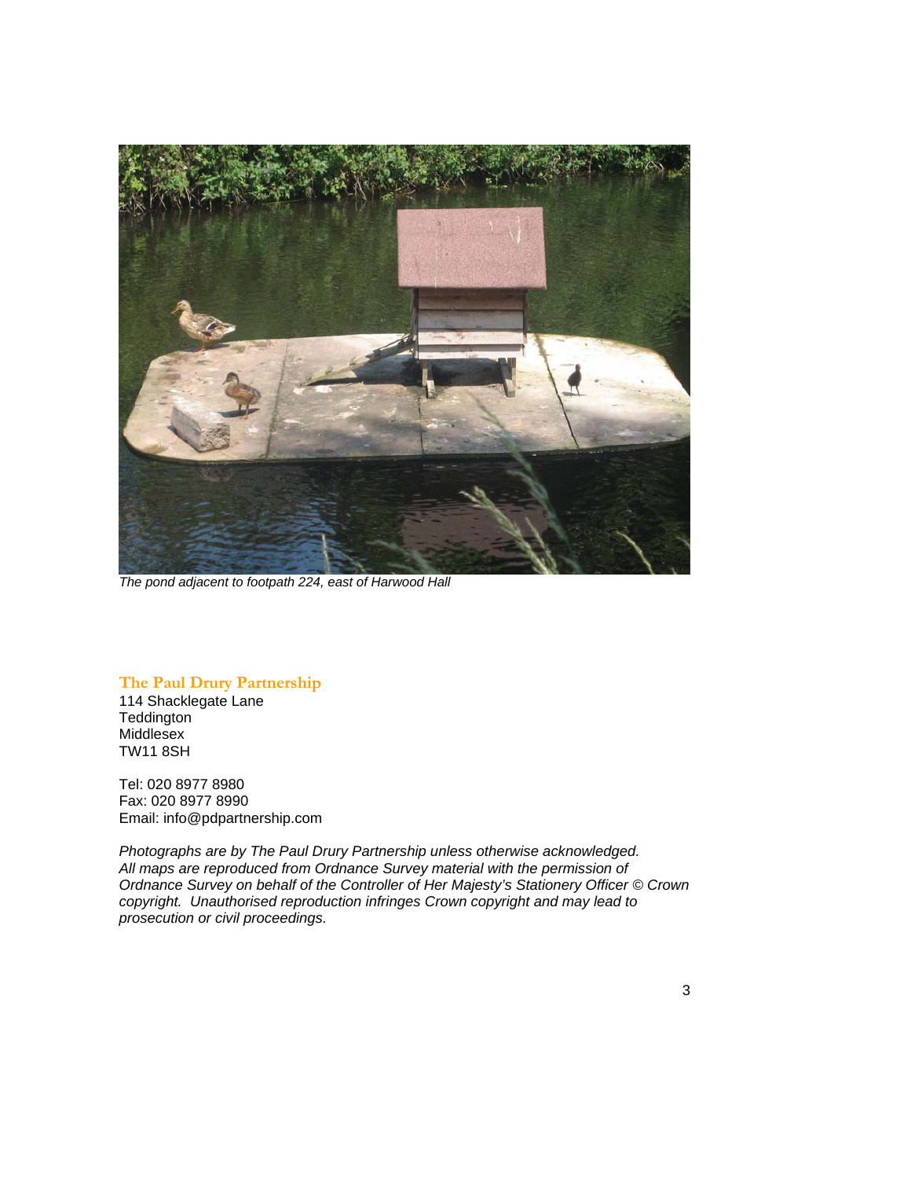*The pond adjacent to footpath 224, east of Harwood Hall*

**The Paul Drury Partnership**
114 Shacklegate Lane
Teddington
Middlesex
TW11 8SH

Tel: 020 8977 8980
Fax: 020 8977 8990
Email: info@pdpartnership.com

*Photographs are by The Paul Drury Partnership unless otherwise acknowledged. All maps are reproduced from Ordnance Survey material with the permission of Ordnance Survey on behalf of the Controller of Her Majesty's Stationery Officer © Crown copyright. Unauthorised reproduction infringes Crown copyright and may lead to prosecution or civil proceedings.*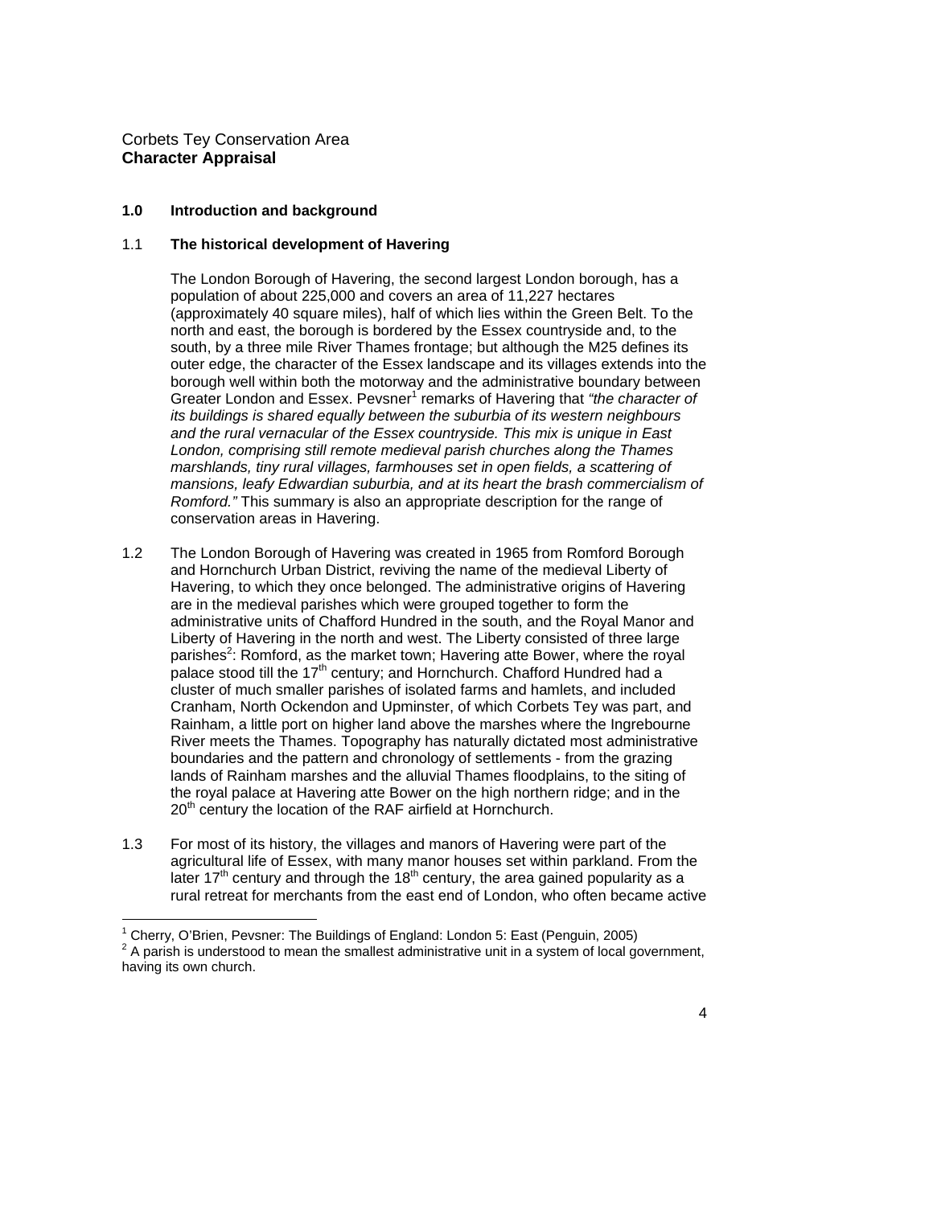Corbets Tey Conservation Area
**Character Appraisal**

## 1.0 Introduction and background

### 1.1 The historical development of Havering

The London Borough of Havering, the second largest London borough, has a population of about 225,000 and covers an area of 11,227 hectares (approximately 40 square miles), half of which lies within the Green Belt. To the north and east, the borough is bordered by the Essex countryside and, to the south, by a three mile River Thames frontage; but although the M25 defines its outer edge, the character of the Essex landscape and its villages extends into the borough well within both the motorway and the administrative boundary between Greater London and Essex. Pevsner[1] remarks of Havering that *"the character of its buildings is shared equally between the suburbia of its western neighbours and the rural vernacular of the Essex countryside. This mix is unique in East London, comprising still remote medieval parish churches along the Thames marshlands, tiny rural villages, farmhouses set in open fields, a scattering of mansions, leafy Edwardian suburbia, and at its heart the brash commercialism of Romford."* This summary is also an appropriate description for the range of conservation areas in Havering.

1.2 The London Borough of Havering was created in 1965 from Romford Borough and Hornchurch Urban District, reviving the name of the medieval Liberty of Havering, to which they once belonged. The administrative origins of Havering are in the medieval parishes which were grouped together to form the administrative units of Chafford Hundred in the south, and the Royal Manor and Liberty of Havering in the north and west. The Liberty consisted of three large parishes[2]: Romford, as the market town; Havering atte Bower, where the royal palace stood till the 17th century; and Hornchurch. Chafford Hundred had a cluster of much smaller parishes of isolated farms and hamlets, and included Cranham, North Ockendon and Upminster, of which Corbets Tey was part, and Rainham, a little port on higher land above the marshes where the Ingrebourne River meets the Thames. Topography has naturally dictated most administrative boundaries and the pattern and chronology of settlements - from the grazing lands of Rainham marshes and the alluvial Thames floodplains, to the siting of the royal palace at Havering atte Bower on the high northern ridge; and in the 20th century the location of the RAF airfield at Hornchurch.

1.3 For most of its history, the villages and manors of Havering were part of the agricultural life of Essex, with many manor houses set within parkland. From the later 17th century and through the 18th century, the area gained popularity as a rural retreat for merchants from the east end of London, who often became active

[1] Cherry, O'Brien, Pevsner: The Buildings of England: London 5: East (Penguin, 2005)

[2] A parish is understood to mean the smallest administrative unit in a system of local government, having its own church.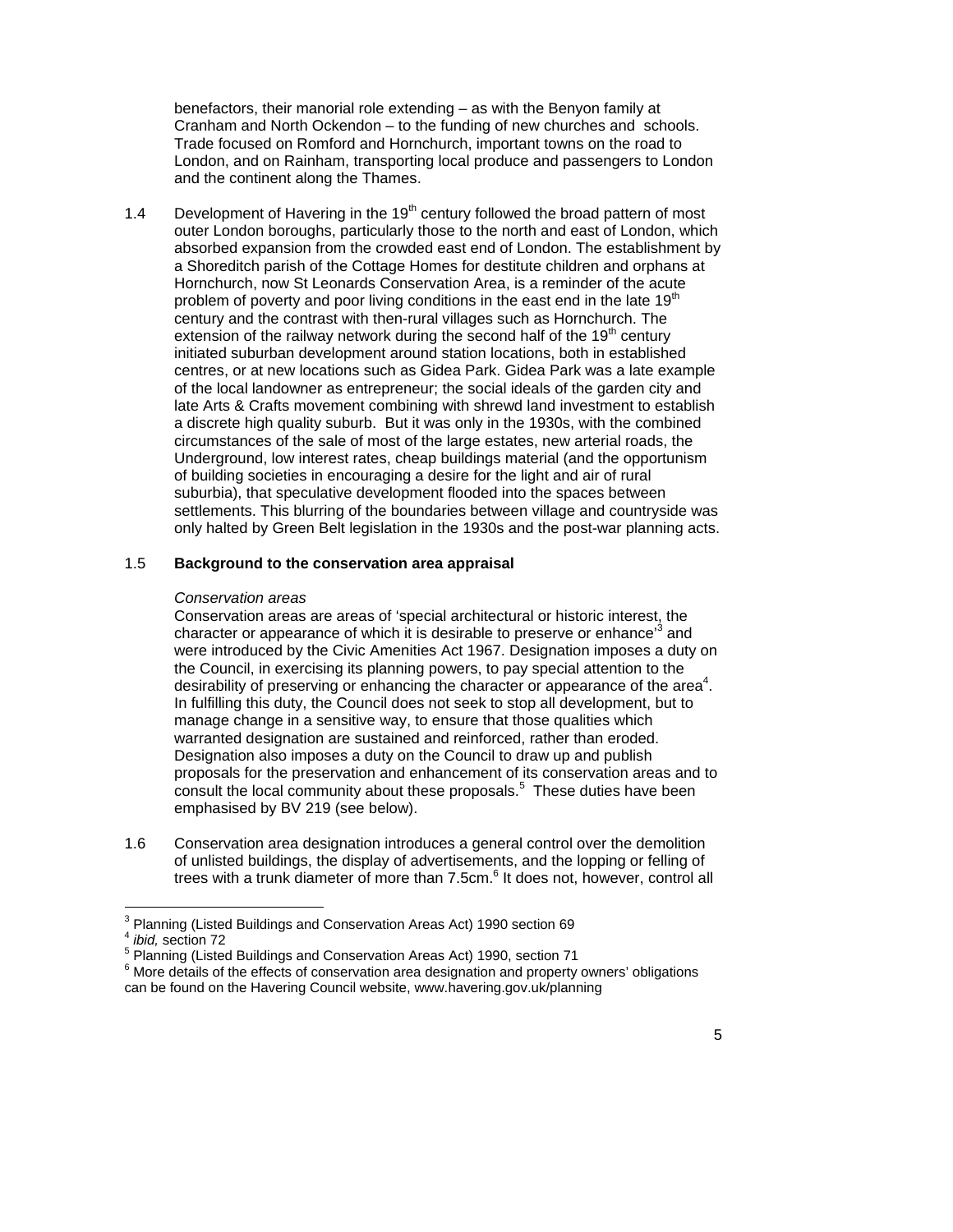benefactors, their manorial role extending – as with the Benyon family at Cranham and North Ockendon – to the funding of new churches and schools. Trade focused on Romford and Hornchurch, important towns on the road to London, and on Rainham, transporting local produce and passengers to London and the continent along the Thames.

1.4 Development of Havering in the 19th century followed the broad pattern of most outer London boroughs, particularly those to the north and east of London, which absorbed expansion from the crowded east end of London. The establishment by a Shoreditch parish of the Cottage Homes for destitute children and orphans at Hornchurch, now St Leonards Conservation Area, is a reminder of the acute problem of poverty and poor living conditions in the east end in the late 19th century and the contrast with then-rural villages such as Hornchurch. The extension of the railway network during the second half of the 19th century initiated suburban development around station locations, both in established centres, or at new locations such as Gidea Park. Gidea Park was a late example of the local landowner as entrepreneur; the social ideals of the garden city and late Arts & Crafts movement combining with shrewd land investment to establish a discrete high quality suburb. But it was only in the 1930s, with the combined circumstances of the sale of most of the large estates, new arterial roads, the Underground, low interest rates, cheap buildings material (and the opportunism of building societies in encouraging a desire for the light and air of rural suburbia), that speculative development flooded into the spaces between settlements. This blurring of the boundaries between village and countryside was only halted by Green Belt legislation in the 1930s and the post-war planning acts.

## 1.5 Background to the conservation area appraisal

*Conservation areas*

Conservation areas are areas of 'special architectural or historic interest, the character or appearance of which it is desirable to preserve or enhance'[3] and were introduced by the Civic Amenities Act 1967. Designation imposes a duty on the Council, in exercising its planning powers, to pay special attention to the desirability of preserving or enhancing the character or appearance of the area[4]. In fulfilling this duty, the Council does not seek to stop all development, but to manage change in a sensitive way, to ensure that those qualities which warranted designation are sustained and reinforced, rather than eroded. Designation also imposes a duty on the Council to draw up and publish proposals for the preservation and enhancement of its conservation areas and to consult the local community about these proposals.[5] These duties have been emphasised by BV 219 (see below).

1.6 Conservation area designation introduces a general control over the demolition of unlisted buildings, the display of advertisements, and the lopping or felling of trees with a trunk diameter of more than 7.5cm.[6] It does not, however, control all

---

[3] Planning (Listed Buildings and Conservation Areas Act) 1990 section 69

[4] *ibid,* section 72

[5] Planning (Listed Buildings and Conservation Areas Act) 1990, section 71

[6] More details of the effects of conservation area designation and property owners' obligations can be found on the Havering Council website, www.havering.gov.uk/planning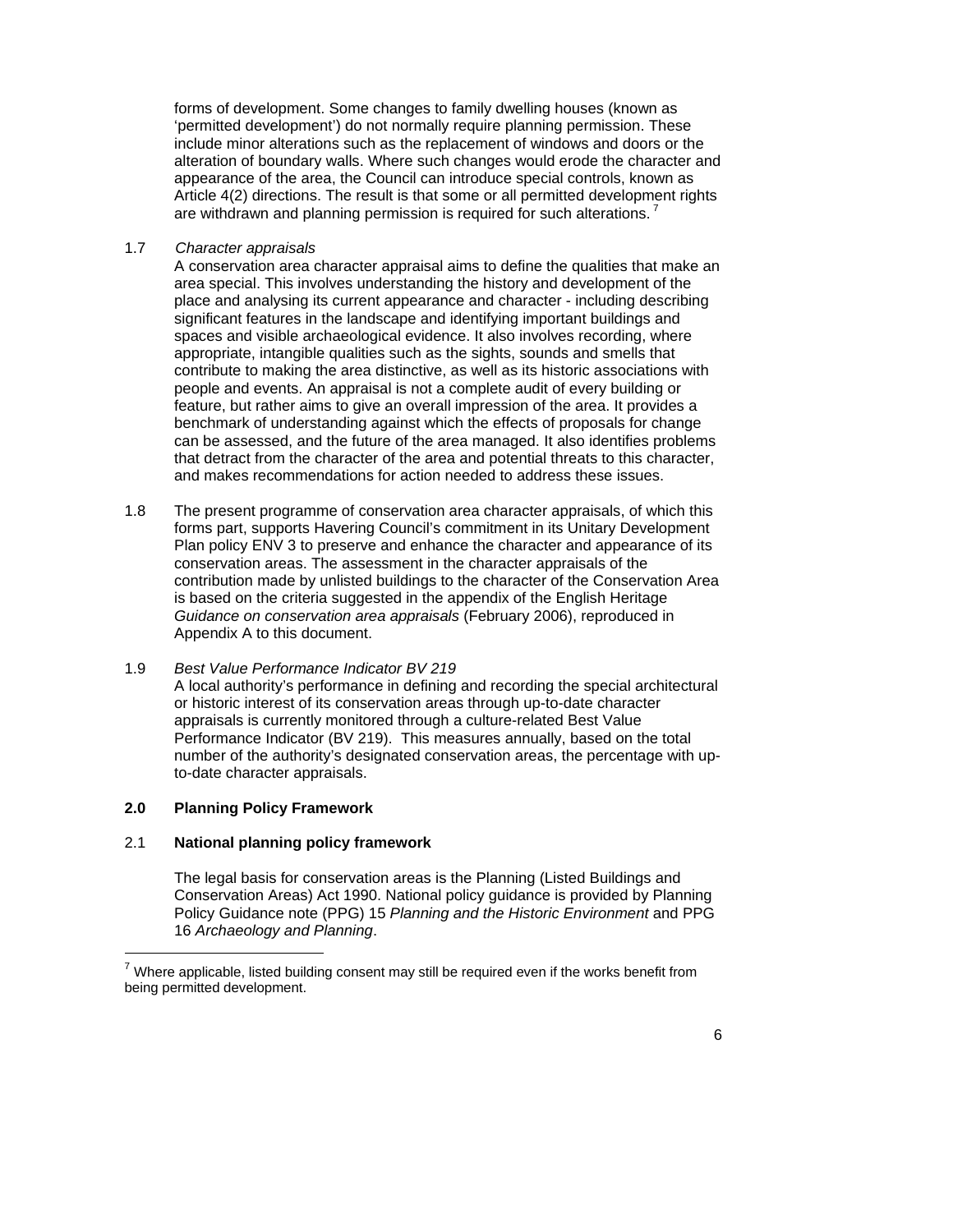forms of development. Some changes to family dwelling houses (known as 'permitted development') do not normally require planning permission. These include minor alterations such as the replacement of windows and doors or the alteration of boundary walls. Where such changes would erode the character and appearance of the area, the Council can introduce special controls, known as Article 4(2) directions. The result is that some or all permitted development rights are withdrawn and planning permission is required for such alterations.[7]

1.7 *Character appraisals*

A conservation area character appraisal aims to define the qualities that make an area special. This involves understanding the history and development of the place and analysing its current appearance and character - including describing significant features in the landscape and identifying important buildings and spaces and visible archaeological evidence. It also involves recording, where appropriate, intangible qualities such as the sights, sounds and smells that contribute to making the area distinctive, as well as its historic associations with people and events. An appraisal is not a complete audit of every building or feature, but rather aims to give an overall impression of the area. It provides a benchmark of understanding against which the effects of proposals for change can be assessed, and the future of the area managed. It also identifies problems that detract from the character of the area and potential threats to this character, and makes recommendations for action needed to address these issues.

1.8 The present programme of conservation area character appraisals, of which this forms part, supports Havering Council's commitment in its Unitary Development Plan policy ENV 3 to preserve and enhance the character and appearance of its conservation areas. The assessment in the character appraisals of the contribution made by unlisted buildings to the character of the Conservation Area is based on the criteria suggested in the appendix of the English Heritage *Guidance on conservation area appraisals* (February 2006), reproduced in Appendix A to this document.

1.9 *Best Value Performance Indicator BV 219*

A local authority's performance in defining and recording the special architectural or historic interest of its conservation areas through up-to-date character appraisals is currently monitored through a culture-related Best Value Performance Indicator (BV 219). This measures annually, based on the total number of the authority's designated conservation areas, the percentage with up-to-date character appraisals.

## 2.0 Planning Policy Framework

### 2.1 National planning policy framework

The legal basis for conservation areas is the Planning (Listed Buildings and Conservation Areas) Act 1990. National policy guidance is provided by Planning Policy Guidance note (PPG) 15 *Planning and the Historic Environment* and PPG 16 *Archaeology and Planning*.

---

[7] Where applicable, listed building consent may still be required even if the works benefit from being permitted development.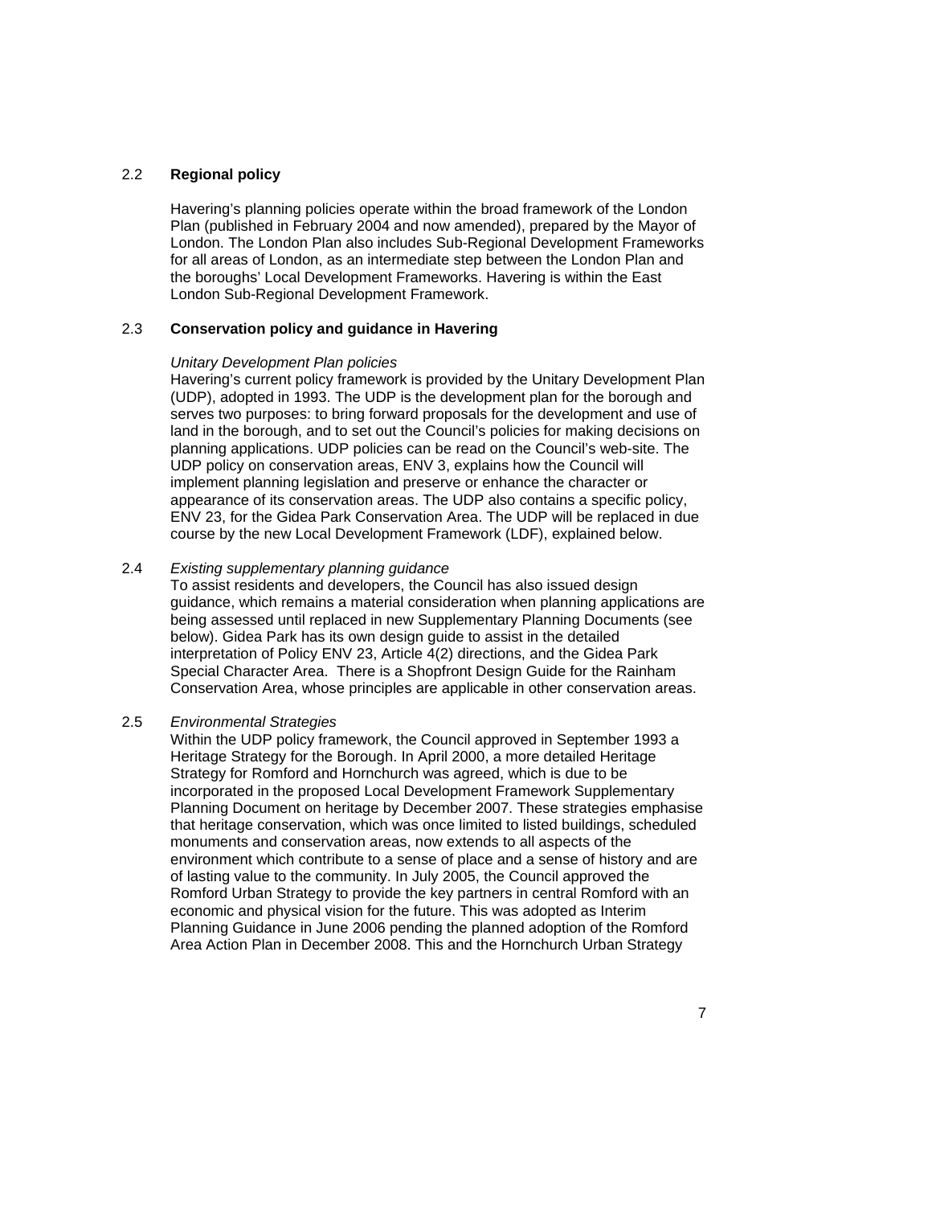## 2.2 Regional policy

Havering's planning policies operate within the broad framework of the London Plan (published in February 2004 and now amended), prepared by the Mayor of London. The London Plan also includes Sub-Regional Development Frameworks for all areas of London, as an intermediate step between the London Plan and the boroughs' Local Development Frameworks. Havering is within the East London Sub-Regional Development Framework.

## 2.3 Conservation policy and guidance in Havering

*Unitary Development Plan policies*

Havering's current policy framework is provided by the Unitary Development Plan (UDP), adopted in 1993. The UDP is the development plan for the borough and serves two purposes: to bring forward proposals for the development and use of land in the borough, and to set out the Council's policies for making decisions on planning applications. UDP policies can be read on the Council's web-site. The UDP policy on conservation areas, ENV 3, explains how the Council will implement planning legislation and preserve or enhance the character or appearance of its conservation areas. The UDP also contains a specific policy, ENV 23, for the Gidea Park Conservation Area. The UDP will be replaced in due course by the new Local Development Framework (LDF), explained below.

2.4 *Existing supplementary planning guidance*

To assist residents and developers, the Council has also issued design guidance, which remains a material consideration when planning applications are being assessed until replaced in new Supplementary Planning Documents (see below). Gidea Park has its own design guide to assist in the detailed interpretation of Policy ENV 23, Article 4(2) directions, and the Gidea Park Special Character Area. There is a Shopfront Design Guide for the Rainham Conservation Area, whose principles are applicable in other conservation areas.

2.5 *Environmental Strategies*

Within the UDP policy framework, the Council approved in September 1993 a Heritage Strategy for the Borough. In April 2000, a more detailed Heritage Strategy for Romford and Hornchurch was agreed, which is due to be incorporated in the proposed Local Development Framework Supplementary Planning Document on heritage by December 2007. These strategies emphasise that heritage conservation, which was once limited to listed buildings, scheduled monuments and conservation areas, now extends to all aspects of the environment which contribute to a sense of place and a sense of history and are of lasting value to the community. In July 2005, the Council approved the Romford Urban Strategy to provide the key partners in central Romford with an economic and physical vision for the future. This was adopted as Interim Planning Guidance in June 2006 pending the planned adoption of the Romford Area Action Plan in December 2008. This and the Hornchurch Urban Strategy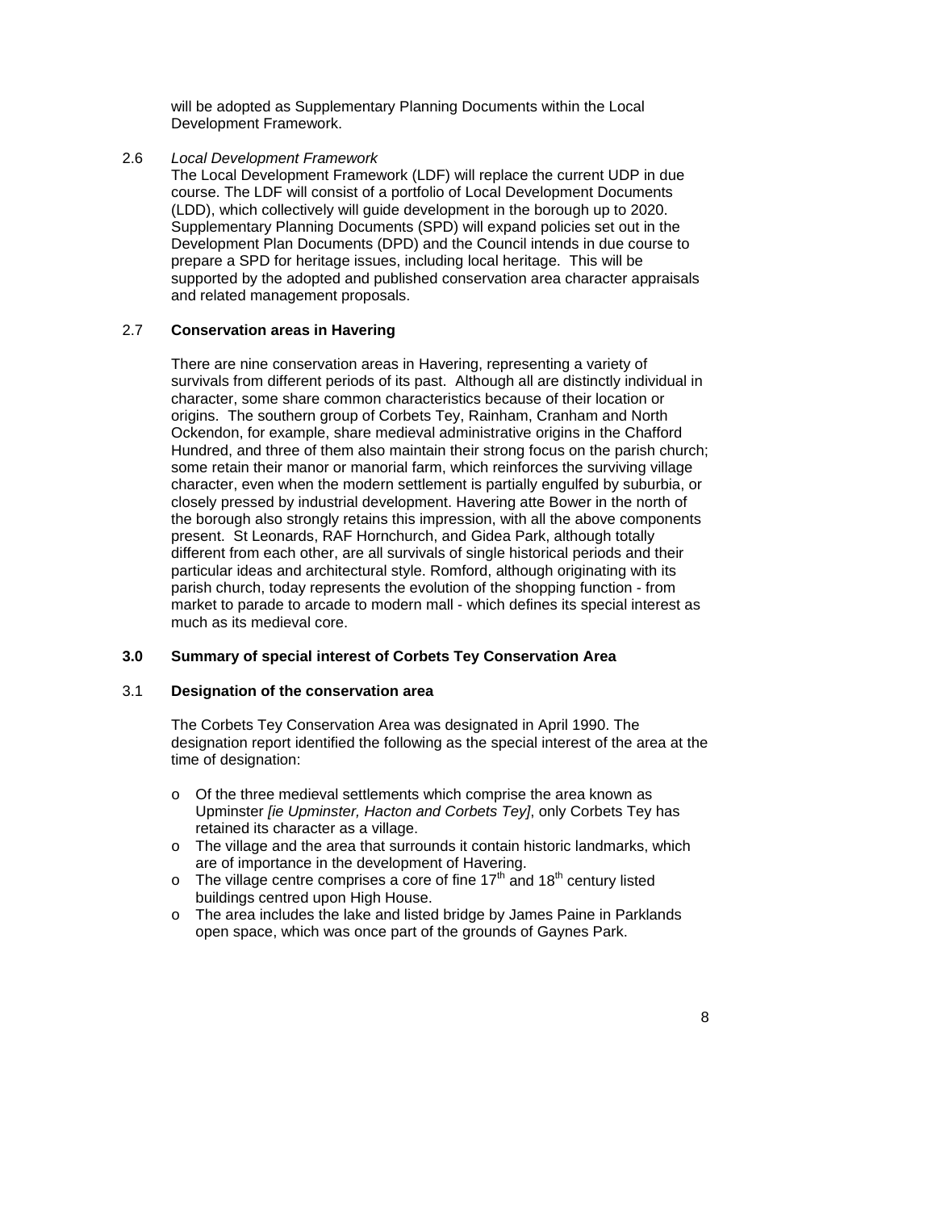will be adopted as Supplementary Planning Documents within the Local Development Framework.

2.6 *Local Development Framework*

The Local Development Framework (LDF) will replace the current UDP in due course. The LDF will consist of a portfolio of Local Development Documents (LDD), which collectively will guide development in the borough up to 2020. Supplementary Planning Documents (SPD) will expand policies set out in the Development Plan Documents (DPD) and the Council intends in due course to prepare a SPD for heritage issues, including local heritage. This will be supported by the adopted and published conservation area character appraisals and related management proposals.

2.7 **Conservation areas in Havering**

There are nine conservation areas in Havering, representing a variety of survivals from different periods of its past. Although all are distinctly individual in character, some share common characteristics because of their location or origins. The southern group of Corbets Tey, Rainham, Cranham and North Ockendon, for example, share medieval administrative origins in the Chafford Hundred, and three of them also maintain their strong focus on the parish church; some retain their manor or manorial farm, which reinforces the surviving village character, even when the modern settlement is partially engulfed by suburbia, or closely pressed by industrial development. Havering atte Bower in the north of the borough also strongly retains this impression, with all the above components present. St Leonards, RAF Hornchurch, and Gidea Park, although totally different from each other, are all survivals of single historical periods and their particular ideas and architectural style. Romford, although originating with its parish church, today represents the evolution of the shopping function - from market to parade to arcade to modern mall - which defines its special interest as much as its medieval core.

## 3.0 Summary of special interest of Corbets Tey Conservation Area

### 3.1 Designation of the conservation area

The Corbets Tey Conservation Area was designated in April 1990. The designation report identified the following as the special interest of the area at the time of designation:

- Of the three medieval settlements which comprise the area known as Upminster *[ie Upminster, Hacton and Corbets Tey]*, only Corbets Tey has retained its character as a village.
- The village and the area that surrounds it contain historic landmarks, which are of importance in the development of Havering.
- The village centre comprises a core of fine 17th and 18th century listed buildings centred upon High House.
- The area includes the lake and listed bridge by James Paine in Parklands open space, which was once part of the grounds of Gaynes Park.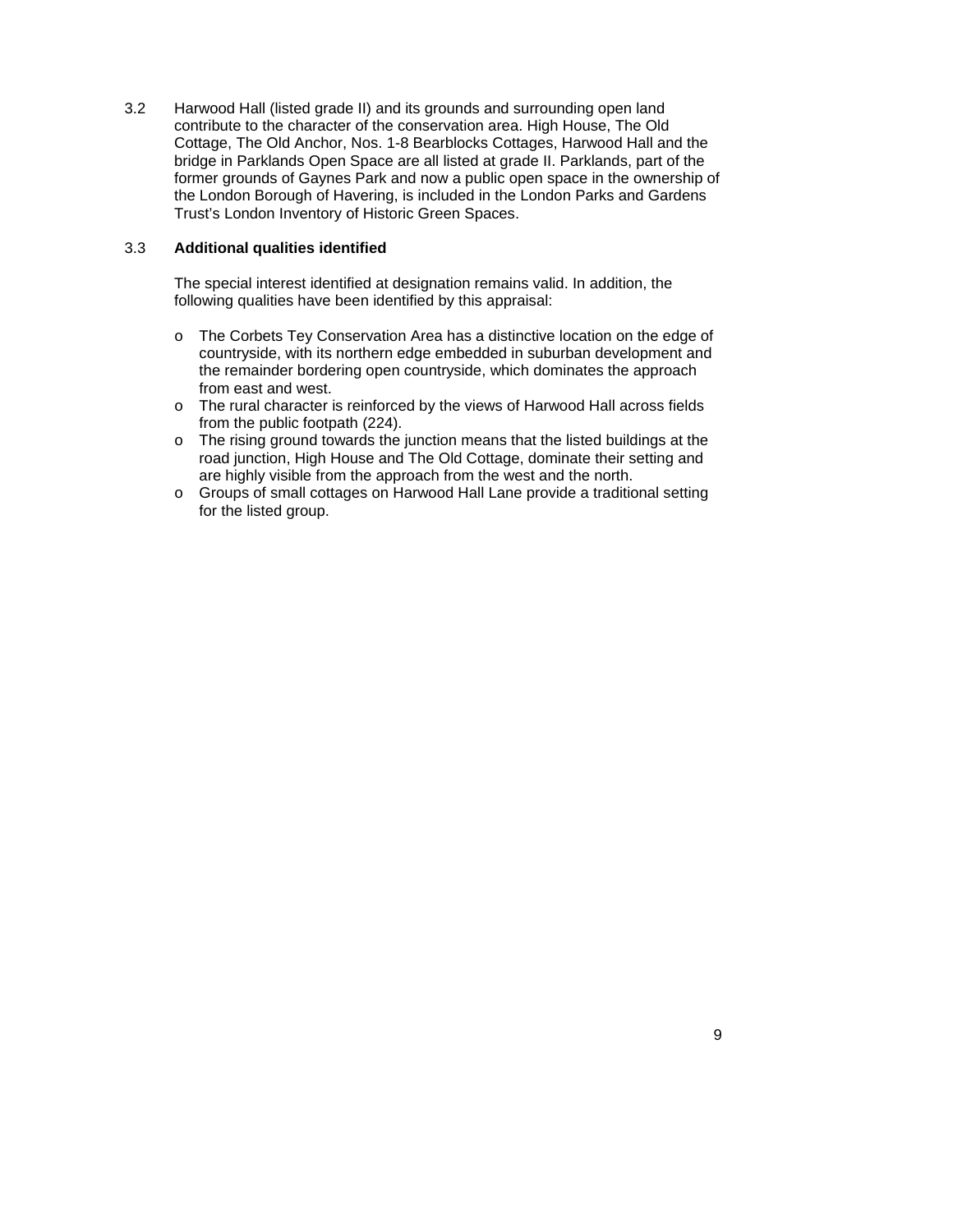3.2 Harwood Hall (listed grade II) and its grounds and surrounding open land contribute to the character of the conservation area. High House, The Old Cottage, The Old Anchor, Nos. 1-8 Bearblocks Cottages, Harwood Hall and the bridge in Parklands Open Space are all listed at grade II. Parklands, part of the former grounds of Gaynes Park and now a public open space in the ownership of the London Borough of Havering, is included in the London Parks and Gardens Trust's London Inventory of Historic Green Spaces.

3.3 **Additional qualities identified**

The special interest identified at designation remains valid. In addition, the following qualities have been identified by this appraisal:

- The Corbets Tey Conservation Area has a distinctive location on the edge of countryside, with its northern edge embedded in suburban development and the remainder bordering open countryside, which dominates the approach from east and west.
- The rural character is reinforced by the views of Harwood Hall across fields from the public footpath (224).
- The rising ground towards the junction means that the listed buildings at the road junction, High House and The Old Cottage, dominate their setting and are highly visible from the approach from the west and the north.
- Groups of small cottages on Harwood Hall Lane provide a traditional setting for the listed group.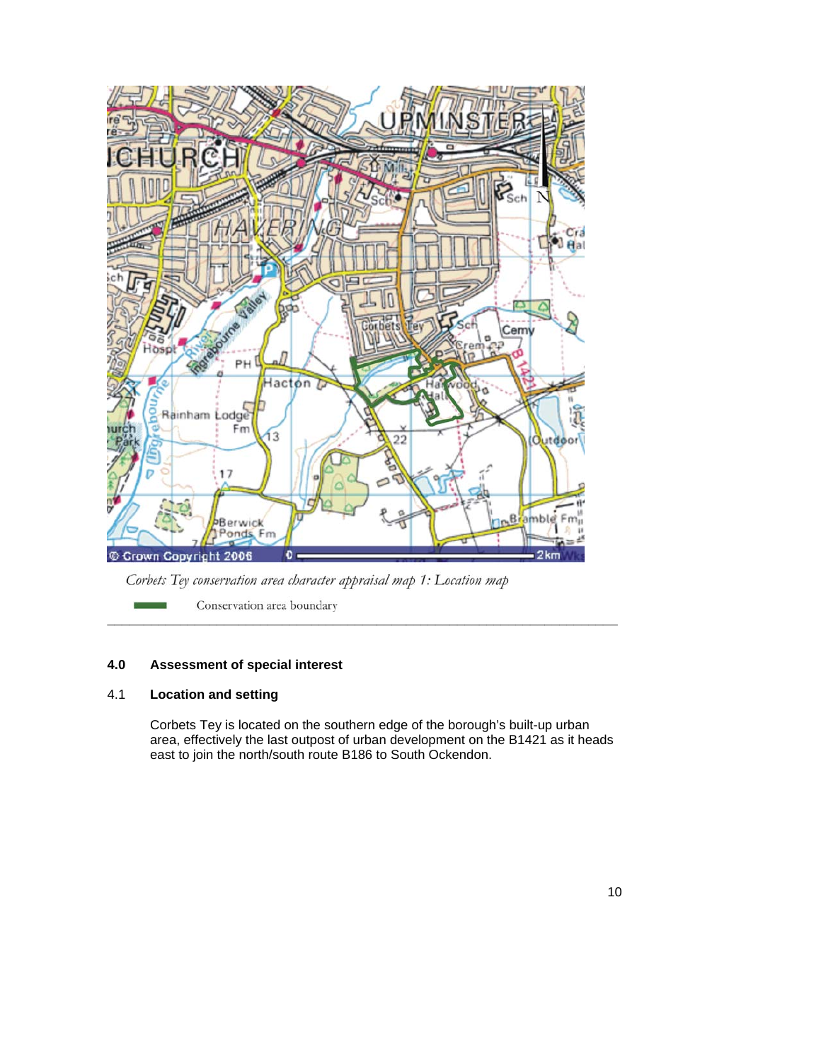*Corbets Tey conservation area character appraisal map 1: Location map*

Conservation area boundary

## 4.0 Assessment of special interest

### 4.1 Location and setting

Corbets Tey is located on the southern edge of the borough's built-up urban area, effectively the last outpost of urban development on the B1421 as it heads east to join the north/south route B186 to South Ockendon.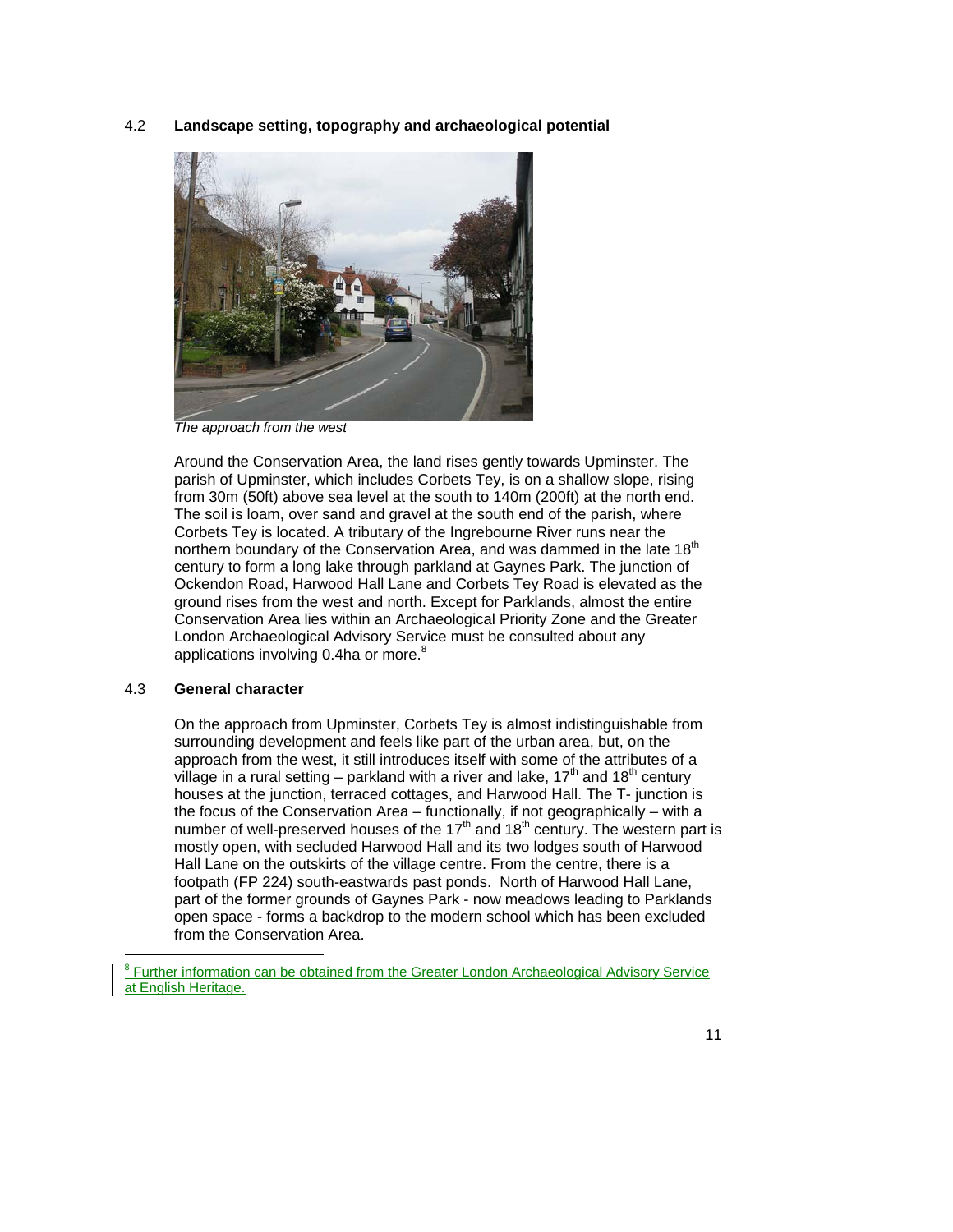## 4.2 Landscape setting, topography and archaeological potential

*The approach from the west*

Around the Conservation Area, the land rises gently towards Upminster. The parish of Upminster, which includes Corbets Tey, is on a shallow slope, rising from 30m (50ft) above sea level at the south to 140m (200ft) at the north end. The soil is loam, over sand and gravel at the south end of the parish, where Corbets Tey is located. A tributary of the Ingrebourne River runs near the northern boundary of the Conservation Area, and was dammed in the late 18th century to form a long lake through parkland at Gaynes Park. The junction of Ockendon Road, Harwood Hall Lane and Corbets Tey Road is elevated as the ground rises from the west and north. Except for Parklands, almost the entire Conservation Area lies within an Archaeological Priority Zone and the Greater London Archaeological Advisory Service must be consulted about any applications involving 0.4ha or more.[8]

## 4.3 General character

On the approach from Upminster, Corbets Tey is almost indistinguishable from surrounding development and feels like part of the urban area, but, on the approach from the west, it still introduces itself with some of the attributes of a village in a rural setting – parkland with a river and lake, 17th and 18th century houses at the junction, terraced cottages, and Harwood Hall. The T- junction is the focus of the Conservation Area – functionally, if not geographically – with a number of well-preserved houses of the 17th and 18th century. The western part is mostly open, with secluded Harwood Hall and its two lodges south of Harwood Hall Lane on the outskirts of the village centre. From the centre, there is a footpath (FP 224) south-eastwards past ponds. North of Harwood Hall Lane, part of the former grounds of Gaynes Park - now meadows leading to Parklands open space - forms a backdrop to the modern school which has been excluded from the Conservation Area.

[8] Further information can be obtained from the Greater London Archaeological Advisory Service at English Heritage.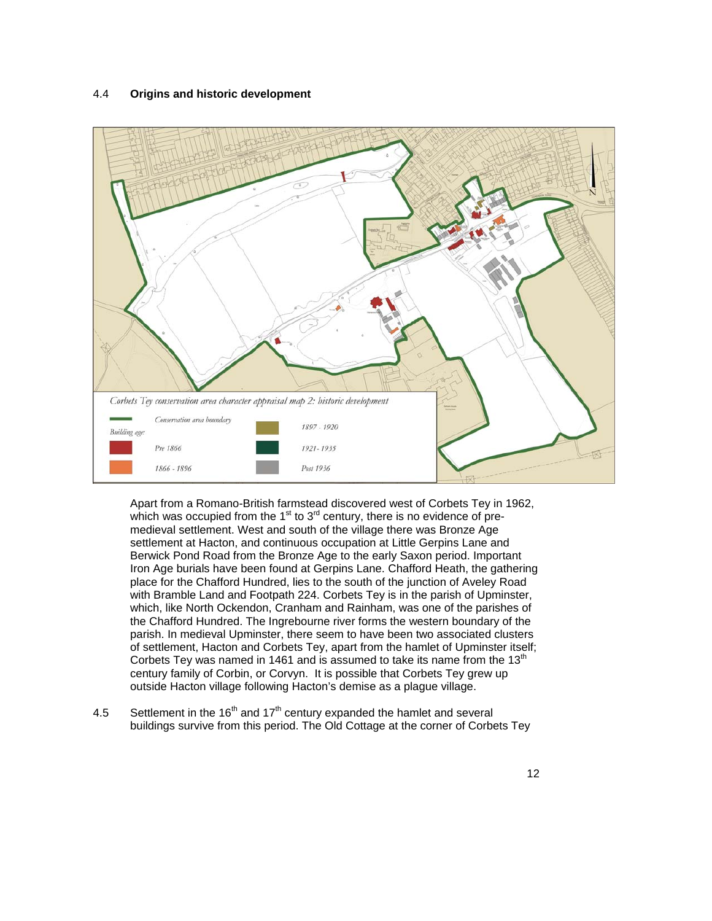## 4.4 Origins and historic development

Corbets Tey conservation area character appraisal map 2: historic development

Conservation area boundary

Building age:

Pre 1866

1866 - 1896

1897 - 1920

1921 - 1935

Post 1936

Apart from a Romano-British farmstead discovered west of Corbets Tey in 1962, which was occupied from the 1st to 3rd century, there is no evidence of pre-medieval settlement. West and south of the village there was Bronze Age settlement at Hacton, and continuous occupation at Little Gerpins Lane and Berwick Pond Road from the Bronze Age to the early Saxon period. Important Iron Age burials have been found at Gerpins Lane. Chafford Heath, the gathering place for the Chafford Hundred, lies to the south of the junction of Aveley Road with Bramble Land and Footpath 224. Corbets Tey is in the parish of Upminster, which, like North Ockendon, Cranham and Rainham, was one of the parishes of the Chafford Hundred. The Ingrebourne river forms the western boundary of the parish. In medieval Upminster, there seem to have been two associated clusters of settlement, Hacton and Corbets Tey, apart from the hamlet of Upminster itself; Corbets Tey was named in 1461 and is assumed to take its name from the 13th century family of Corbin, or Corvyn. It is possible that Corbets Tey grew up outside Hacton village following Hacton's demise as a plague village.

4.5 Settlement in the 16th and 17th century expanded the hamlet and several buildings survive from this period. The Old Cottage at the corner of Corbets Tey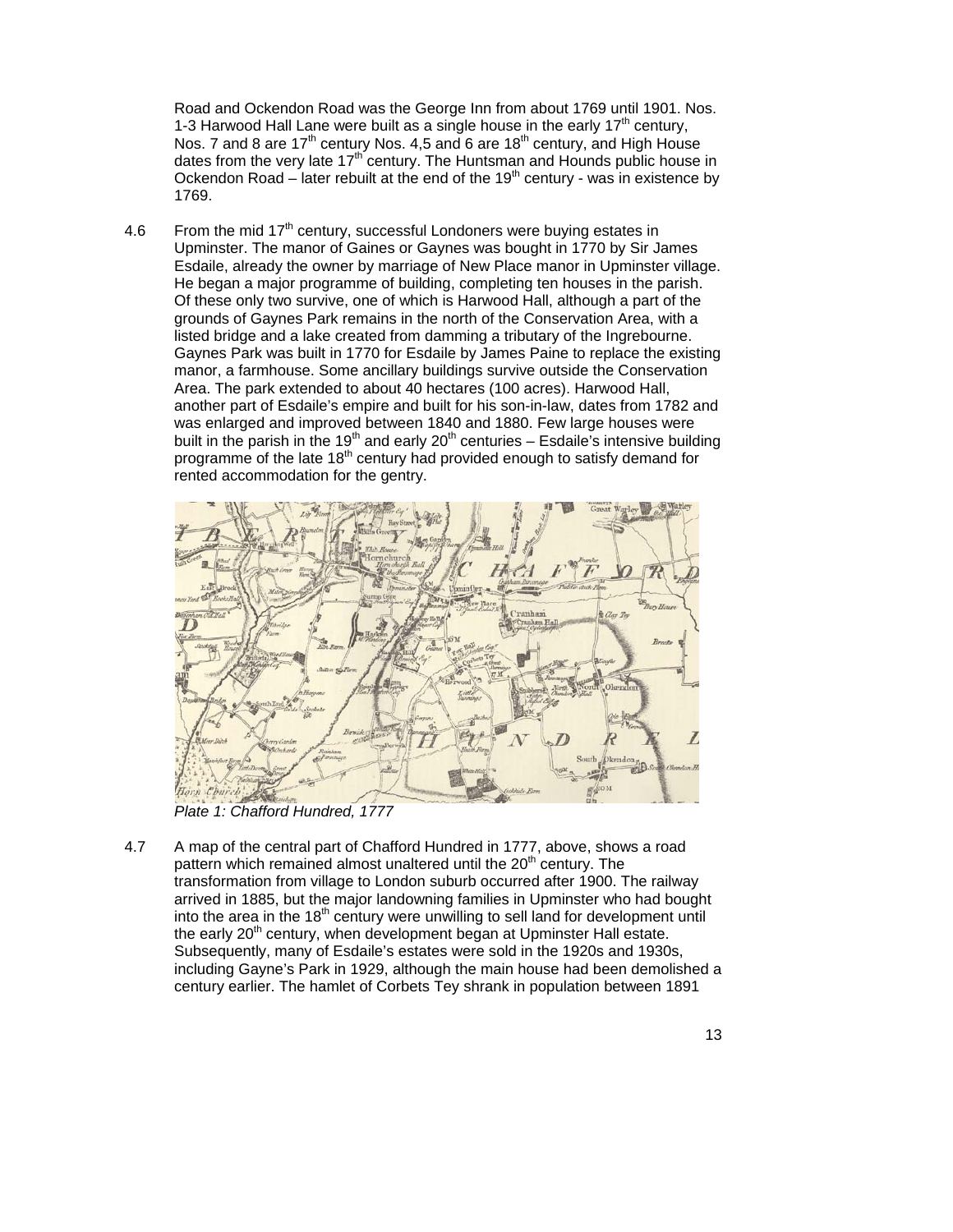Road and Ockendon Road was the George Inn from about 1769 until 1901. Nos. 1-3 Harwood Hall Lane were built as a single house in the early 17th century, Nos. 7 and 8 are 17th century Nos. 4,5 and 6 are 18th century, and High House dates from the very late 17th century. The Huntsman and Hounds public house in Ockendon Road – later rebuilt at the end of the 19th century - was in existence by 1769.

4.6 From the mid 17th century, successful Londoners were buying estates in Upminster. The manor of Gaines or Gaynes was bought in 1770 by Sir James Esdaile, already the owner by marriage of New Place manor in Upminster village. He began a major programme of building, completing ten houses in the parish. Of these only two survive, one of which is Harwood Hall, although a part of the grounds of Gaynes Park remains in the north of the Conservation Area, with a listed bridge and a lake created from damming a tributary of the Ingrebourne. Gaynes Park was built in 1770 for Esdaile by James Paine to replace the existing manor, a farmhouse. Some ancillary buildings survive outside the Conservation Area. The park extended to about 40 hectares (100 acres). Harwood Hall, another part of Esdaile's empire and built for his son-in-law, dates from 1782 and was enlarged and improved between 1840 and 1880. Few large houses were built in the parish in the 19th and early 20th centuries – Esdaile's intensive building programme of the late 18th century had provided enough to satisfy demand for rented accommodation for the gentry.

*Plate 1: Chafford Hundred, 1777*

4.7 A map of the central part of Chafford Hundred in 1777, above, shows a road pattern which remained almost unaltered until the 20th century. The transformation from village to London suburb occurred after 1900. The railway arrived in 1885, but the major landowning families in Upminster who had bought into the area in the 18th century were unwilling to sell land for development until the early 20th century, when development began at Upminster Hall estate. Subsequently, many of Esdaile's estates were sold in the 1920s and 1930s, including Gayne's Park in 1929, although the main house had been demolished a century earlier. The hamlet of Corbets Tey shrank in population between 1891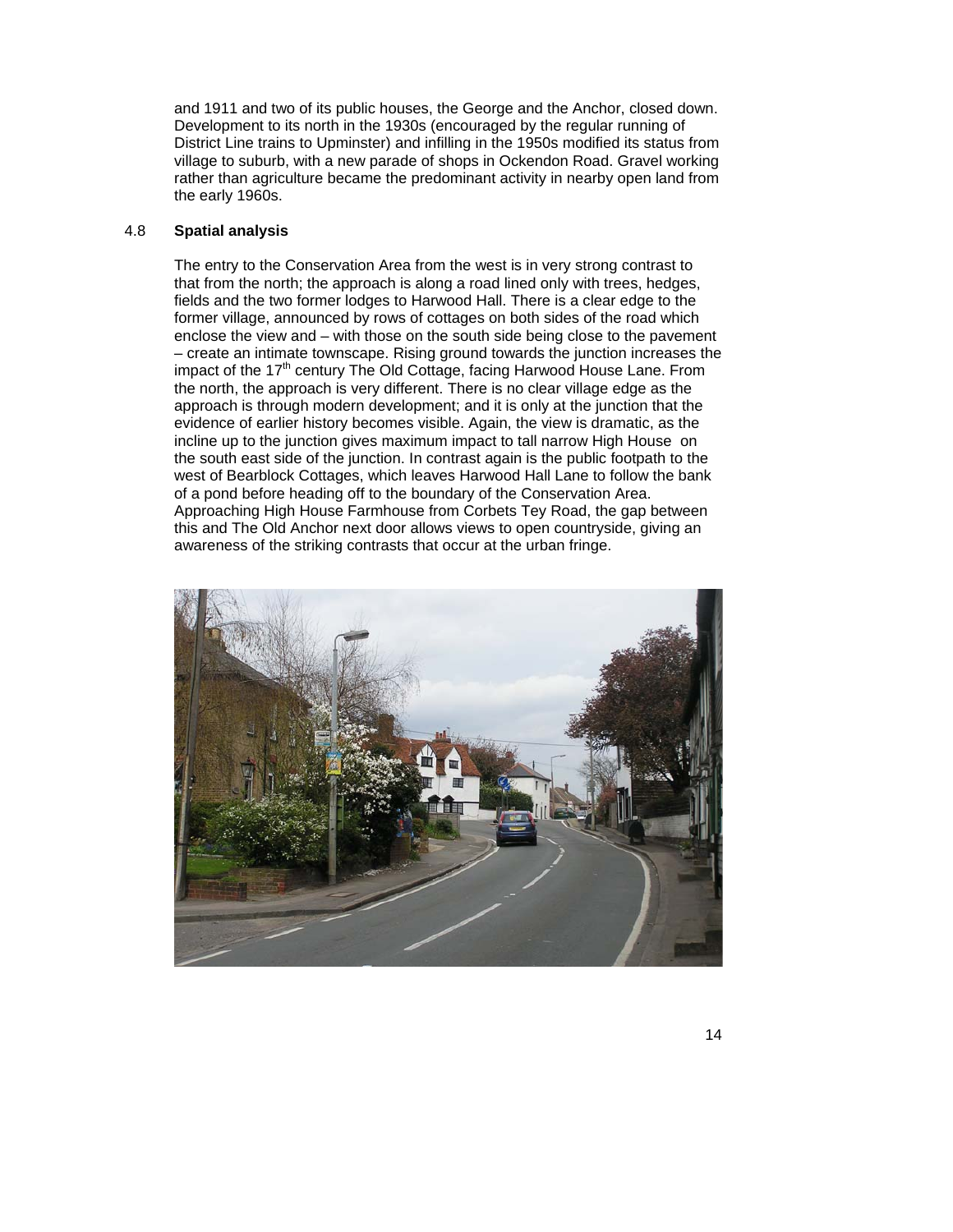and 1911 and two of its public houses, the George and the Anchor, closed down. Development to its north in the 1930s (encouraged by the regular running of District Line trains to Upminster) and infilling in the 1950s modified its status from village to suburb, with a new parade of shops in Ockendon Road. Gravel working rather than agriculture became the predominant activity in nearby open land from the early 1960s.

## 4.8 Spatial analysis

The entry to the Conservation Area from the west is in very strong contrast to that from the north; the approach is along a road lined only with trees, hedges, fields and the two former lodges to Harwood Hall. There is a clear edge to the former village, announced by rows of cottages on both sides of the road which enclose the view and – with those on the south side being close to the pavement – create an intimate townscape. Rising ground towards the junction increases the impact of the 17th century The Old Cottage, facing Harwood House Lane. From the north, the approach is very different. There is no clear village edge as the approach is through modern development; and it is only at the junction that the evidence of earlier history becomes visible. Again, the view is dramatic, as the incline up to the junction gives maximum impact to tall narrow High House on the south east side of the junction. In contrast again is the public footpath to the west of Bearblock Cottages, which leaves Harwood Hall Lane to follow the bank of a pond before heading off to the boundary of the Conservation Area. Approaching High House Farmhouse from Corbets Tey Road, the gap between this and The Old Anchor next door allows views to open countryside, giving an awareness of the striking contrasts that occur at the urban fringe.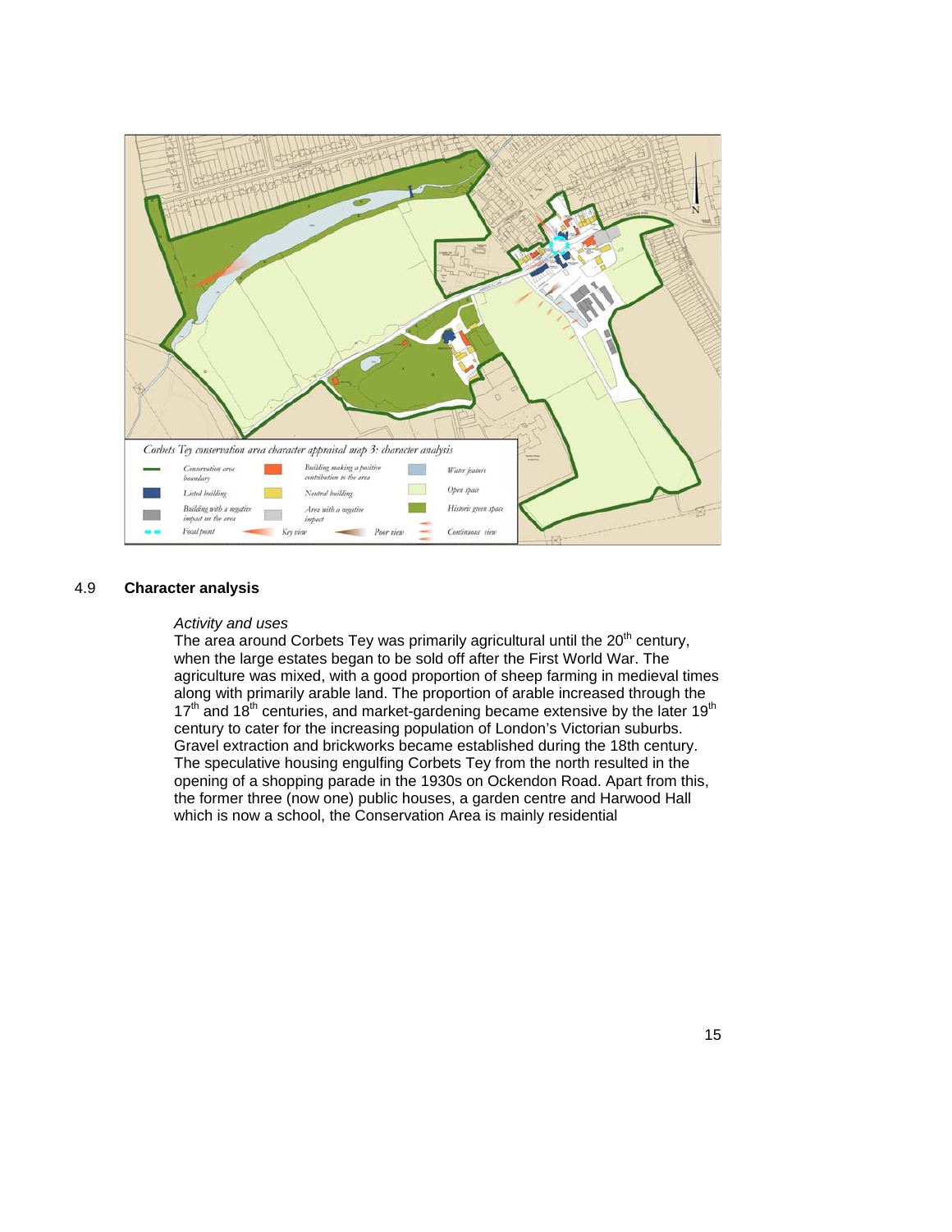Corbets Tey conservation area character appraisal map 3: character analysis

Conservation area boundary | Building making a positive contribution to the area | Water feature | Listed building | Neutral building | Open space | Building with a negative impact on the area | Area with a negative impact | Historic green space | Focal point | Key view | Poor view | Continuous view

## 4.9 Character analysis

*Activity and uses*

The area around Corbets Tey was primarily agricultural until the 20th century, when the large estates began to be sold off after the First World War. The agriculture was mixed, with a good proportion of sheep farming in medieval times along with primarily arable land. The proportion of arable increased through the 17th and 18th centuries, and market-gardening became extensive by the later 19th century to cater for the increasing population of London's Victorian suburbs. Gravel extraction and brickworks became established during the 18th century. The speculative housing engulfing Corbets Tey from the north resulted in the opening of a shopping parade in the 1930s on Ockendon Road. Apart from this, the former three (now one) public houses, a garden centre and Harwood Hall which is now a school, the Conservation Area is mainly residential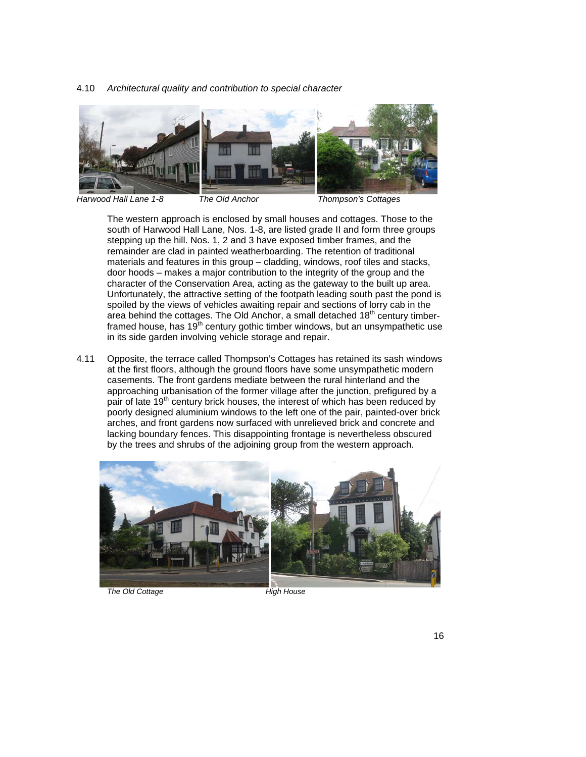4.10 *Architectural quality and contribution to special character*

*Harwood Hall Lane 1-8* *The Old Anchor* *Thompson's Cottages*

The western approach is enclosed by small houses and cottages. Those to the south of Harwood Hall Lane, Nos. 1-8, are listed grade II and form three groups stepping up the hill. Nos. 1, 2 and 3 have exposed timber frames, and the remainder are clad in painted weatherboarding. The retention of traditional materials and features in this group – cladding, windows, roof tiles and stacks, door hoods – makes a major contribution to the integrity of the group and the character of the Conservation Area, acting as the gateway to the built up area. Unfortunately, the attractive setting of the footpath leading south past the pond is spoiled by the views of vehicles awaiting repair and sections of lorry cab in the area behind the cottages. The Old Anchor, a small detached 18th century timber-framed house, has 19th century gothic timber windows, but an unsympathetic use in its side garden involving vehicle storage and repair.

4.11 Opposite, the terrace called Thompson's Cottages has retained its sash windows at the first floors, although the ground floors have some unsympathetic modern casements. The front gardens mediate between the rural hinterland and the approaching urbanisation of the former village after the junction, prefigured by a pair of late 19th century brick houses, the interest of which has been reduced by poorly designed aluminium windows to the left one of the pair, painted-over brick arches, and front gardens now surfaced with unrelieved brick and concrete and lacking boundary fences. This disappointing frontage is nevertheless obscured by the trees and shrubs of the adjoining group from the western approach.

*The Old Cottage* *High House*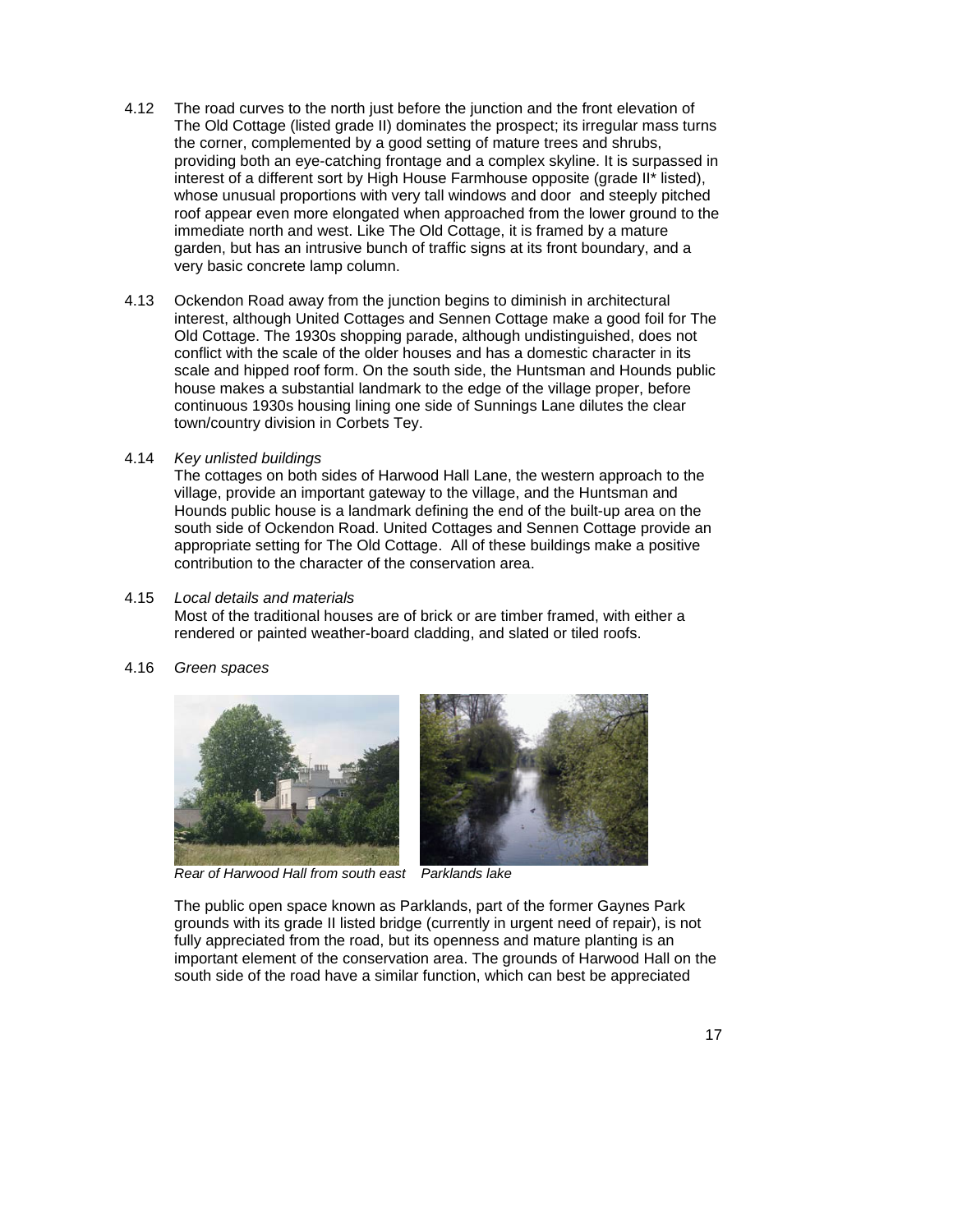4.12 The road curves to the north just before the junction and the front elevation of The Old Cottage (listed grade II) dominates the prospect; its irregular mass turns the corner, complemented by a good setting of mature trees and shrubs, providing both an eye-catching frontage and a complex skyline. It is surpassed in interest of a different sort by High House Farmhouse opposite (grade II* listed), whose unusual proportions with very tall windows and door and steeply pitched roof appear even more elongated when approached from the lower ground to the immediate north and west. Like The Old Cottage, it is framed by a mature garden, but has an intrusive bunch of traffic signs at its front boundary, and a very basic concrete lamp column.

4.13 Ockendon Road away from the junction begins to diminish in architectural interest, although United Cottages and Sennen Cottage make a good foil for The Old Cottage. The 1930s shopping parade, although undistinguished, does not conflict with the scale of the older houses and has a domestic character in its scale and hipped roof form. On the south side, the Huntsman and Hounds public house makes a substantial landmark to the edge of the village proper, before continuous 1930s housing lining one side of Sunnings Lane dilutes the clear town/country division in Corbets Tey.

4.14 *Key unlisted buildings*

The cottages on both sides of Harwood Hall Lane, the western approach to the village, provide an important gateway to the village, and the Huntsman and Hounds public house is a landmark defining the end of the built-up area on the south side of Ockendon Road. United Cottages and Sennen Cottage provide an appropriate setting for The Old Cottage. All of these buildings make a positive contribution to the character of the conservation area.

4.15 *Local details and materials*

Most of the traditional houses are of brick or are timber framed, with either a rendered or painted weather-board cladding, and slated or tiled roofs.

4.16 *Green spaces*

*Rear of Harwood Hall from south east* *Parklands lake*

The public open space known as Parklands, part of the former Gaynes Park grounds with its grade II listed bridge (currently in urgent need of repair), is not fully appreciated from the road, but its openness and mature planting is an important element of the conservation area. The grounds of Harwood Hall on the south side of the road have a similar function, which can best be appreciated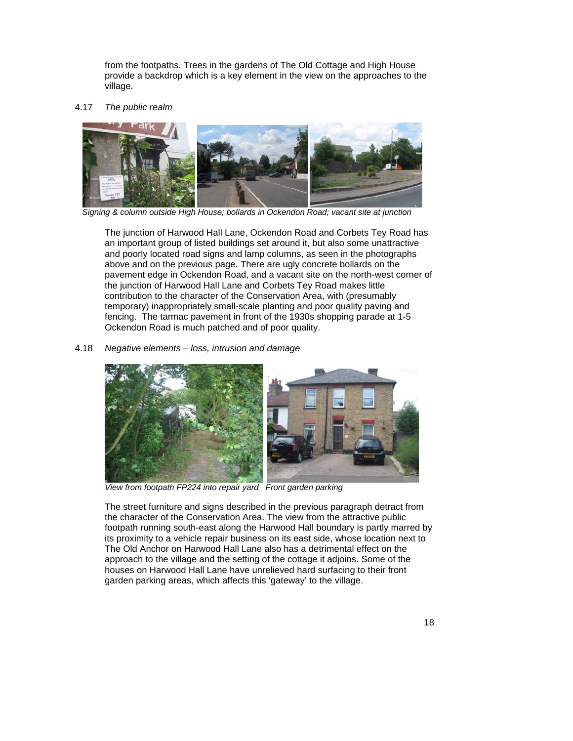from the footpaths. Trees in the gardens of The Old Cottage and High House provide a backdrop which is a key element in the view on the approaches to the village.

4.17 *The public realm*

*Signing & column outside High House; bollards in Ockendon Road; vacant site at junction*

The junction of Harwood Hall Lane, Ockendon Road and Corbets Tey Road has an important group of listed buildings set around it, but also some unattractive and poorly located road signs and lamp columns, as seen in the photographs above and on the previous page. There are ugly concrete bollards on the pavement edge in Ockendon Road, and a vacant site on the north-west corner of the junction of Harwood Hall Lane and Corbets Tey Road makes little contribution to the character of the Conservation Area, with (presumably temporary) inappropriately small-scale planting and poor quality paving and fencing. The tarmac pavement in front of the 1930s shopping parade at 1-5 Ockendon Road is much patched and of poor quality.

4.18 *Negative elements – loss, intrusion and damage*

*View from footpath FP224 into repair yard Front garden parking*

The street furniture and signs described in the previous paragraph detract from the character of the Conservation Area. The view from the attractive public footpath running south-east along the Harwood Hall boundary is partly marred by its proximity to a vehicle repair business on its east side, whose location next to The Old Anchor on Harwood Hall Lane also has a detrimental effect on the approach to the village and the setting of the cottage it adjoins. Some of the houses on Harwood Hall Lane have unrelieved hard surfacing to their front garden parking areas, which affects this 'gateway' to the village.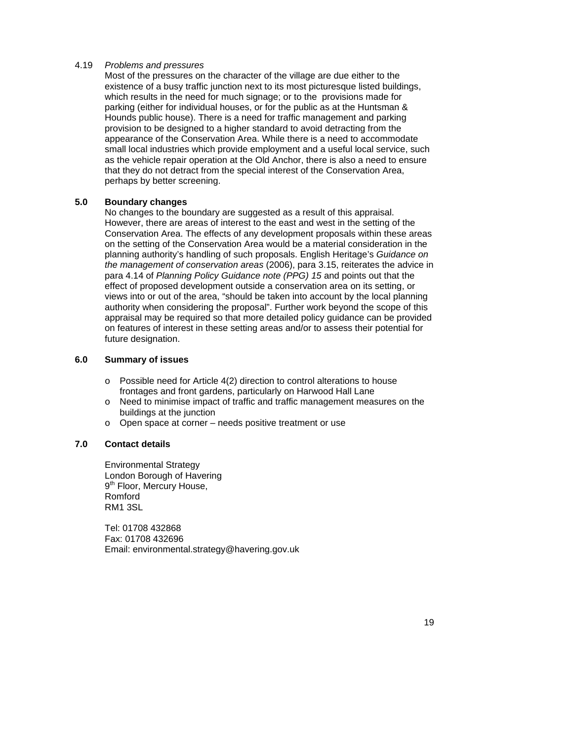4.19 *Problems and pressures*

Most of the pressures on the character of the village are due either to the existence of a busy traffic junction next to its most picturesque listed buildings, which results in the need for much signage; or to the provisions made for parking (either for individual houses, or for the public as at the Huntsman & Hounds public house). There is a need for traffic management and parking provision to be designed to a higher standard to avoid detracting from the appearance of the Conservation Area. While there is a need to accommodate small local industries which provide employment and a useful local service, such as the vehicle repair operation at the Old Anchor, there is also a need to ensure that they do not detract from the special interest of the Conservation Area, perhaps by better screening.

## 5.0 Boundary changes

No changes to the boundary are suggested as a result of this appraisal. However, there are areas of interest to the east and west in the setting of the Conservation Area. The effects of any development proposals within these areas on the setting of the Conservation Area would be a material consideration in the planning authority's handling of such proposals. English Heritage's *Guidance on the management of conservation areas* (2006), para 3.15, reiterates the advice in para 4.14 of *Planning Policy Guidance note (PPG) 15* and points out that the effect of proposed development outside a conservation area on its setting, or views into or out of the area, "should be taken into account by the local planning authority when considering the proposal". Further work beyond the scope of this appraisal may be required so that more detailed policy guidance can be provided on features of interest in these setting areas and/or to assess their potential for future designation.

## 6.0 Summary of issues

- Possible need for Article 4(2) direction to control alterations to house frontages and front gardens, particularly on Harwood Hall Lane
- Need to minimise impact of traffic and traffic management measures on the buildings at the junction
- Open space at corner – needs positive treatment or use

## 7.0 Contact details

Environmental Strategy
London Borough of Havering
9th Floor, Mercury House,
Romford
RM1 3SL

Tel: 01708 432868
Fax: 01708 432696
Email: environmental.strategy@havering.gov.uk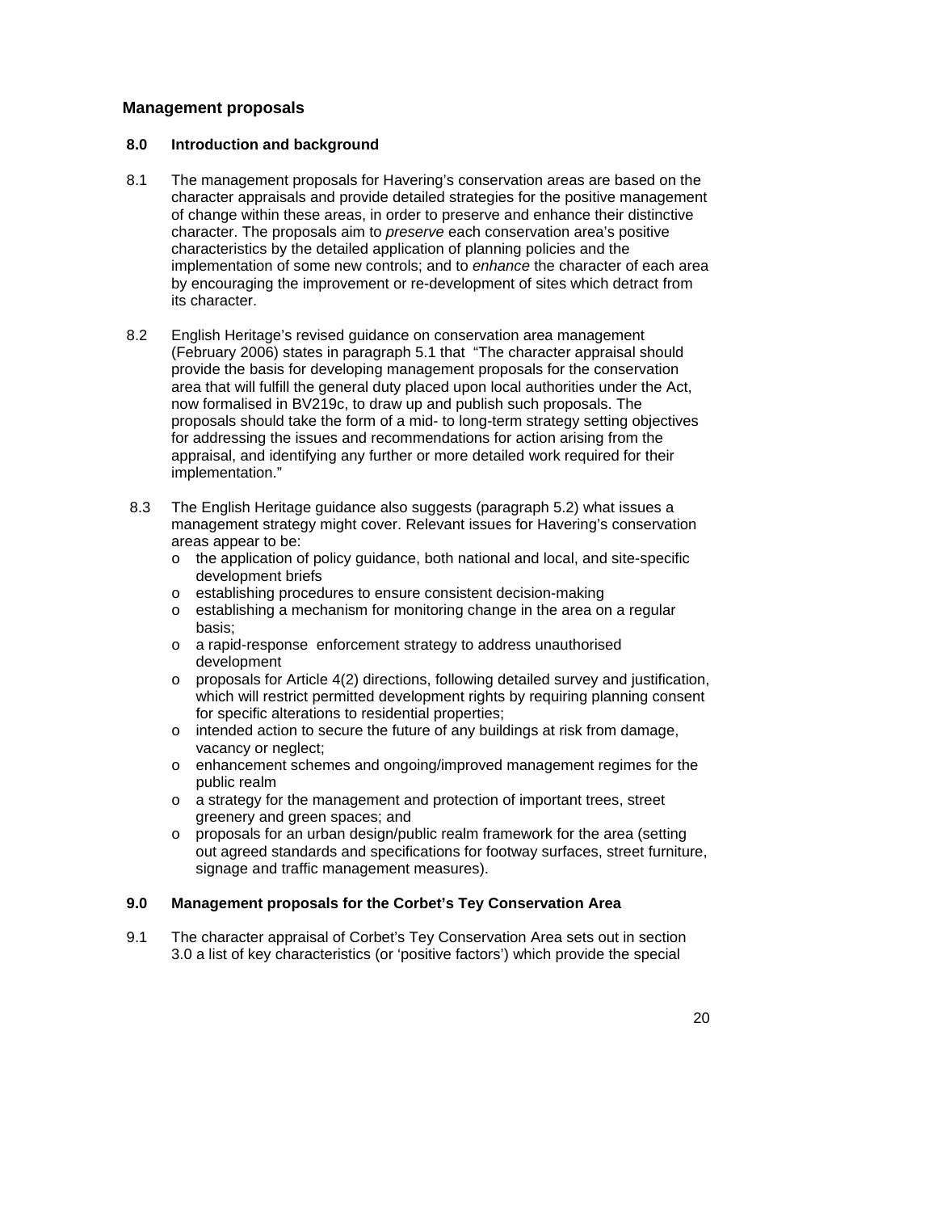## Management proposals

### 8.0 Introduction and background

8.1 The management proposals for Havering's conservation areas are based on the character appraisals and provide detailed strategies for the positive management of change within these areas, in order to preserve and enhance their distinctive character. The proposals aim to *preserve* each conservation area's positive characteristics by the detailed application of planning policies and the implementation of some new controls; and to *enhance* the character of each area by encouraging the improvement or re-development of sites which detract from its character.

8.2 English Heritage's revised guidance on conservation area management (February 2006) states in paragraph 5.1 that "The character appraisal should provide the basis for developing management proposals for the conservation area that will fulfill the general duty placed upon local authorities under the Act, now formalised in BV219c, to draw up and publish such proposals. The proposals should take the form of a mid- to long-term strategy setting objectives for addressing the issues and recommendations for action arising from the appraisal, and identifying any further or more detailed work required for their implementation."

8.3 The English Heritage guidance also suggests (paragraph 5.2) what issues a management strategy might cover. Relevant issues for Havering's conservation areas appear to be:

- the application of policy guidance, both national and local, and site-specific development briefs
- establishing procedures to ensure consistent decision-making
- establishing a mechanism for monitoring change in the area on a regular basis;
- a rapid-response enforcement strategy to address unauthorised development
- proposals for Article 4(2) directions, following detailed survey and justification, which will restrict permitted development rights by requiring planning consent for specific alterations to residential properties;
- intended action to secure the future of any buildings at risk from damage, vacancy or neglect;
- enhancement schemes and ongoing/improved management regimes for the public realm
- a strategy for the management and protection of important trees, street greenery and green spaces; and
- proposals for an urban design/public realm framework for the area (setting out agreed standards and specifications for footway surfaces, street furniture, signage and traffic management measures).

### 9.0 Management proposals for the Corbet's Tey Conservation Area

9.1 The character appraisal of Corbet's Tey Conservation Area sets out in section 3.0 a list of key characteristics (or 'positive factors') which provide the special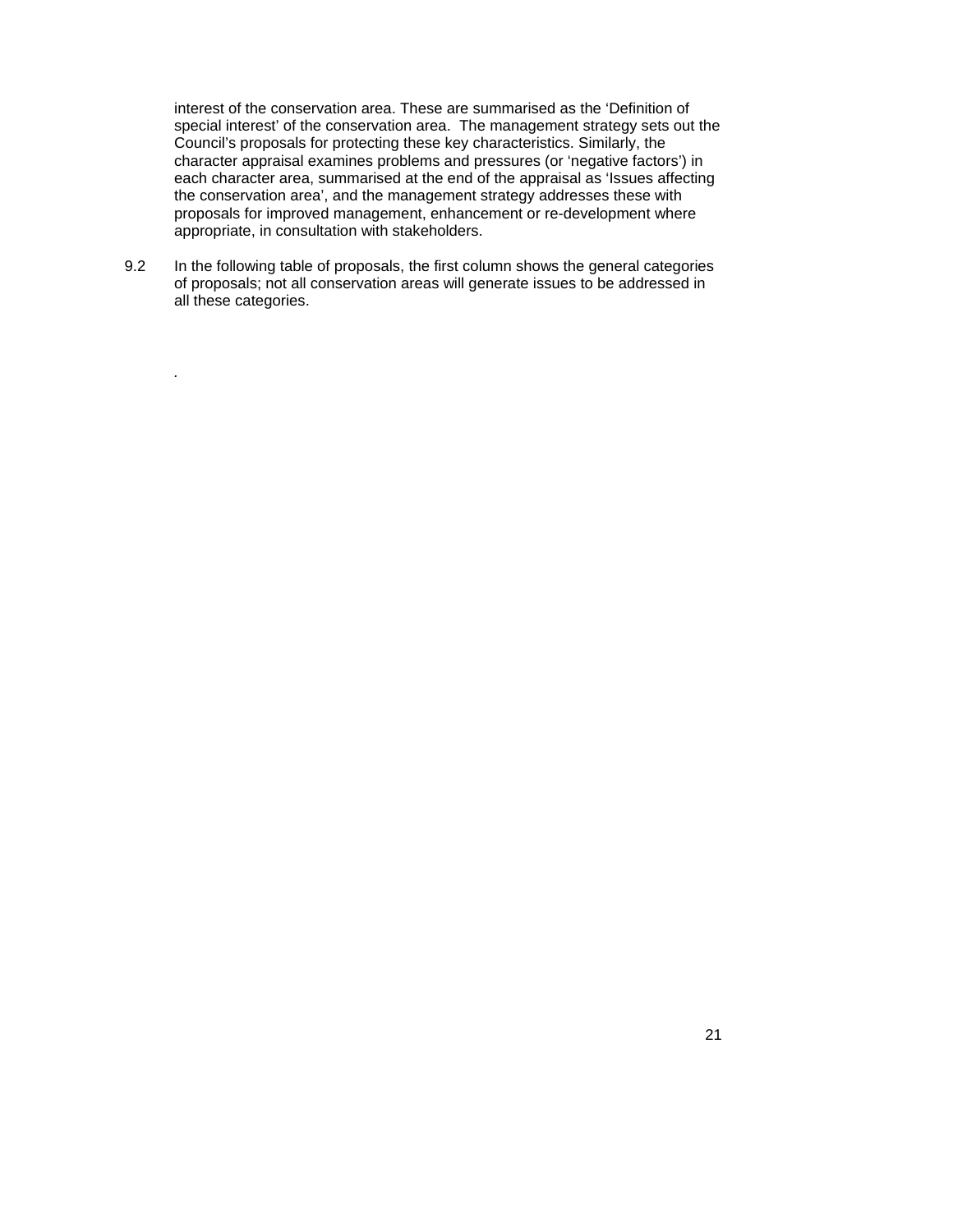interest of the conservation area. These are summarised as the 'Definition of special interest' of the conservation area. The management strategy sets out the Council's proposals for protecting these key characteristics. Similarly, the character appraisal examines problems and pressures (or 'negative factors') in each character area, summarised at the end of the appraisal as 'Issues affecting the conservation area', and the management strategy addresses these with proposals for improved management, enhancement or re-development where appropriate, in consultation with stakeholders.

9.2 In the following table of proposals, the first column shows the general categories of proposals; not all conservation areas will generate issues to be addressed in all these categories.

.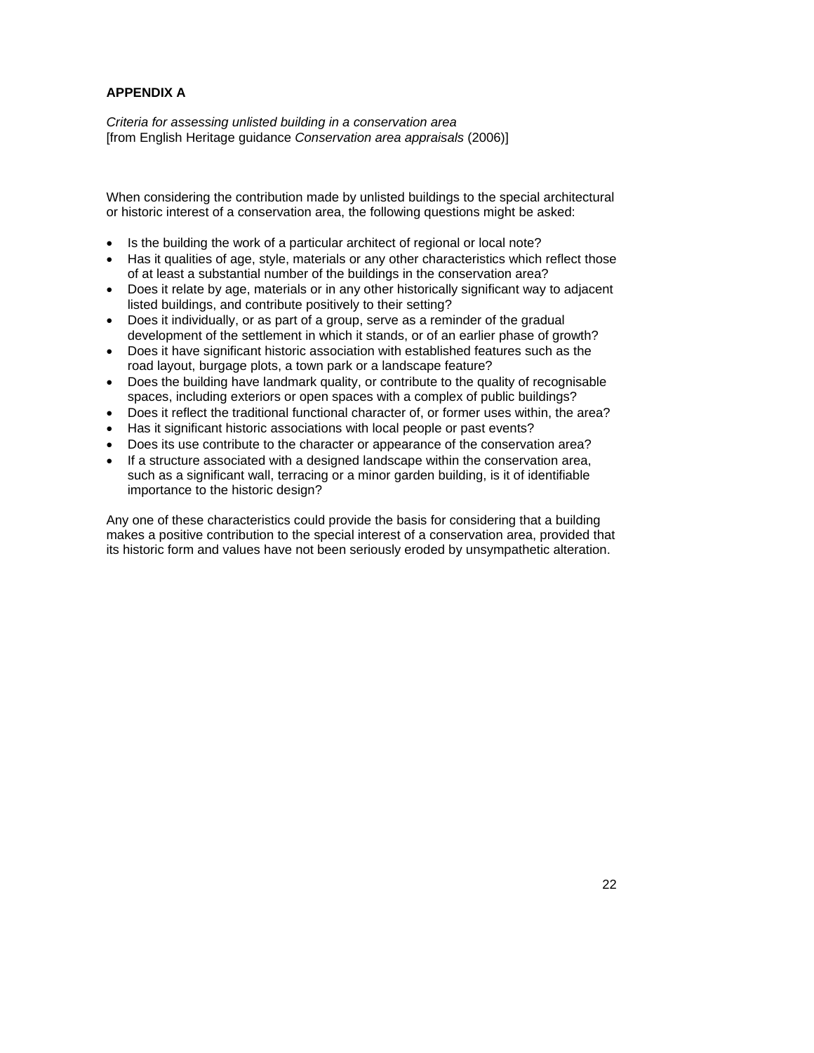## APPENDIX A

*Criteria for assessing unlisted building in a conservation area*
[from English Heritage guidance *Conservation area appraisals* (2006)]

When considering the contribution made by unlisted buildings to the special architectural or historic interest of a conservation area, the following questions might be asked:

- Is the building the work of a particular architect of regional or local note?
- Has it qualities of age, style, materials or any other characteristics which reflect those of at least a substantial number of the buildings in the conservation area?
- Does it relate by age, materials or in any other historically significant way to adjacent listed buildings, and contribute positively to their setting?
- Does it individually, or as part of a group, serve as a reminder of the gradual development of the settlement in which it stands, or of an earlier phase of growth?
- Does it have significant historic association with established features such as the road layout, burgage plots, a town park or a landscape feature?
- Does the building have landmark quality, or contribute to the quality of recognisable spaces, including exteriors or open spaces with a complex of public buildings?
- Does it reflect the traditional functional character of, or former uses within, the area?
- Has it significant historic associations with local people or past events?
- Does its use contribute to the character or appearance of the conservation area?
- If a structure associated with a designed landscape within the conservation area, such as a significant wall, terracing or a minor garden building, is it of identifiable importance to the historic design?

Any one of these characteristics could provide the basis for considering that a building makes a positive contribution to the special interest of a conservation area, provided that its historic form and values have not been seriously eroded by unsympathetic alteration.